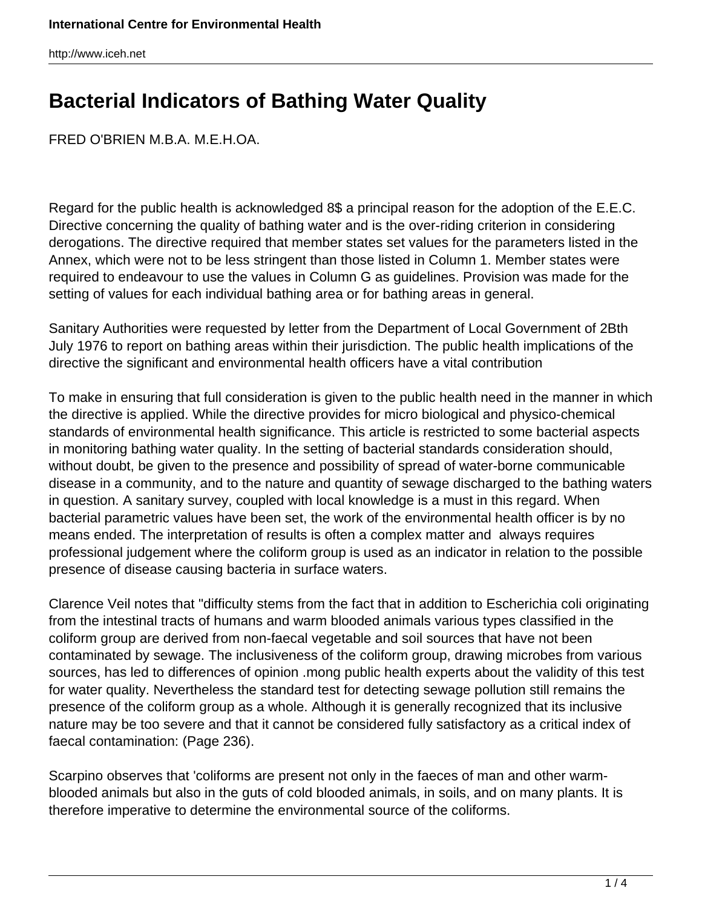# Bacterial Indicators of Bathing Water Quality

FRED O'BRIEN M.B.A. M.E.H.OA.

Regard for the public health is acknowledged 8$ a principal reason for the adoption of the E.E.C. Directive concerning the quality of bathing water and is the over-riding criterion in considering derogations. The directive required that member states set values for the parameters listed in the Annex, which were not to be less stringent than those listed in Column 1. Member states were required to endeavour to use the values in Column G as guidelines. Provision was made for the setting of values for each individual bathing area or for bathing areas in general.

Sanitary Authorities were requested by letter from the Department of Local Government of 2Bth July 1976 to report on bathing areas within their jurisdiction. The public health implications of the directive the significant and environmental health officers have a vital contribution

To make in ensuring that full consideration is given to the public health need in the manner in which the directive is applied. While the directive provides for micro biological and physico-chemical standards of environmental health significance. This article is restricted to some bacterial aspects in monitoring bathing water quality. In the setting of bacterial standards consideration should, without doubt, be given to the presence and possibility of spread of water-borne communicable disease in a community, and to the nature and quantity of sewage discharged to the bathing waters in question. A sanitary survey, coupled with local knowledge is a must in this regard. When bacterial parametric values have been set, the work of the environmental health officer is by no means ended. The interpretation of results is often a complex matter and always requires professional judgement where the coliform group is used as an indicator in relation to the possible presence of disease causing bacteria in surface waters.

Clarence Veil notes that "difficulty stems from the fact that in addition to Escherichia coli originating from the intestinal tracts of humans and warm blooded animals various types classified in the coliform group are derived from non-faecal vegetable and soil sources that have not been contaminated by sewage. The inclusiveness of the coliform group, drawing microbes from various sources, has led to differences of opinion .mong public health experts about the validity of this test for water quality. Nevertheless the standard test for detecting sewage pollution still remains the presence of the coliform group as a whole. Although it is generally recognized that its inclusive nature may be too severe and that it cannot be considered fully satisfactory as a critical index of faecal contamination: (Page 236).

Scarpino observes that 'coliforms are present not only in the faeces of man and other warm-blooded animals but also in the guts of cold blooded animals, in soils, and on many plants. It is therefore imperative to determine the environmental source of the coliforms.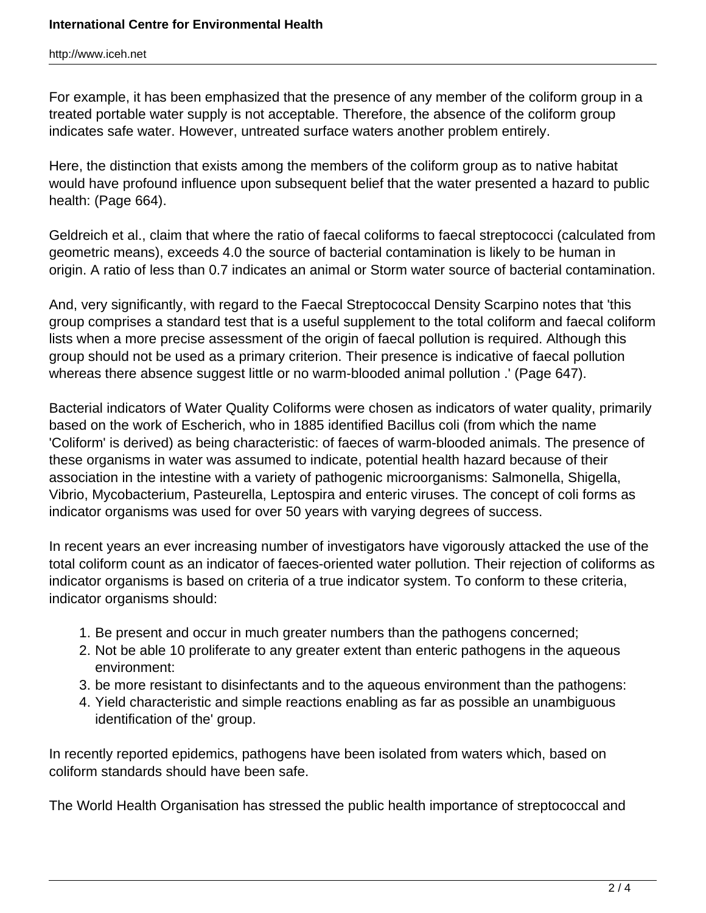For example, it has been emphasized that the presence of any member of the coliform group in a treated portable water supply is not acceptable. Therefore, the absence of the coliform group indicates safe water. However, untreated surface waters another problem entirely.

Here, the distinction that exists among the members of the coliform group as to native habitat would have profound influence upon subsequent belief that the water presented a hazard to public health: (Page 664).

Geldreich et al., claim that where the ratio of faecal coliforms to faecal streptococci (calculated from geometric means), exceeds 4.0 the source of bacterial contamination is likely to be human in origin. A ratio of less than 0.7 indicates an animal or Storm water source of bacterial contamination.

And, very significantly, with regard to the Faecal Streptococcal Density Scarpino notes that 'this group comprises a standard test that is a useful supplement to the total coliform and faecal coliform lists when a more precise assessment of the origin of faecal pollution is required. Although this group should not be used as a primary criterion. Their presence is indicative of faecal pollution whereas there absence suggest little or no warm-blooded animal pollution .' (Page 647).

Bacterial indicators of Water Quality Coliforms were chosen as indicators of water quality, primarily based on the work of Escherich, who in 1885 identified Bacillus coli (from which the name 'Coliform' is derived) as being characteristic: of faeces of warm-blooded animals. The presence of these organisms in water was assumed to indicate, potential health hazard because of their association in the intestine with a variety of pathogenic microorganisms: Salmonella, Shigella, Vibrio, Mycobacterium, Pasteurella, Leptospira and enteric viruses. The concept of coli forms as indicator organisms was used for over 50 years with varying degrees of success.

In recent years an ever increasing number of investigators have vigorously attacked the use of the total coliform count as an indicator of faeces-oriented water pollution. Their rejection of coliforms as indicator organisms is based on criteria of a true indicator system. To conform to these criteria, indicator organisms should:

1. Be present and occur in much greater numbers than the pathogens concerned;
2. Not be able 10 proliferate to any greater extent than enteric pathogens in the aqueous environment:
3. be more resistant to disinfectants and to the aqueous environment than the pathogens:
4. Yield characteristic and simple reactions enabling as far as possible an unambiguous identification of the' group.

In recently reported epidemics, pathogens have been isolated from waters which, based on coliform standards should have been safe.

The World Health Organisation has stressed the public health importance of streptococcal and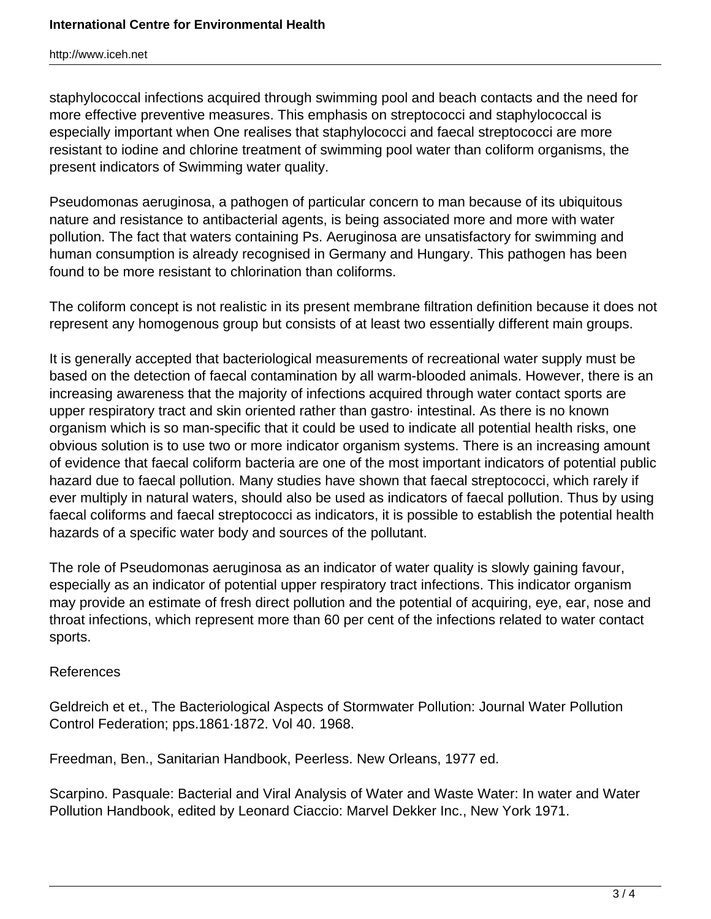staphylococcal infections acquired through swimming pool and beach contacts and the need for more effective preventive measures. This emphasis on streptococci and staphylococcal is especially important when One realises that staphylococci and faecal streptococci are more resistant to iodine and chlorine treatment of swimming pool water than coliform organisms, the present indicators of Swimming water quality.

Pseudomonas aeruginosa, a pathogen of particular concern to man because of its ubiquitous nature and resistance to antibacterial agents, is being associated more and more with water pollution. The fact that waters containing Ps. Aeruginosa are unsatisfactory for swimming and human consumption is already recognised in Germany and Hungary. This pathogen has been found to be more resistant to chlorination than coliforms.

The coliform concept is not realistic in its present membrane filtration definition because it does not represent any homogenous group but consists of at least two essentially different main groups.

It is generally accepted that bacteriological measurements of recreational water supply must be based on the detection of faecal contamination by all warm-blooded animals. However, there is an increasing awareness that the majority of infections acquired through water contact sports are upper respiratory tract and skin oriented rather than gastro· intestinal. As there is no known organism which is so man-specific that it could be used to indicate all potential health risks, one obvious solution is to use two or more indicator organism systems. There is an increasing amount of evidence that faecal coliform bacteria are one of the most important indicators of potential public hazard due to faecal pollution. Many studies have shown that faecal streptococci, which rarely if ever multiply in natural waters, should also be used as indicators of faecal pollution. Thus by using faecal coliforms and faecal streptococci as indicators, it is possible to establish the potential health hazards of a specific water body and sources of the pollutant.

The role of Pseudomonas aeruginosa as an indicator of water quality is slowly gaining favour, especially as an indicator of potential upper respiratory tract infections. This indicator organism may provide an estimate of fresh direct pollution and the potential of acquiring, eye, ear, nose and throat infections, which represent more than 60 per cent of the infections related to water contact sports.

References

Geldreich et et., The Bacteriological Aspects of Stormwater Pollution: Journal Water Pollution Control Federation; pps.1861·1872. Vol 40. 1968.

Freedman, Ben., Sanitarian Handbook, Peerless. New Orleans, 1977 ed.

Scarpino. Pasquale: Bacterial and Viral Analysis of Water and Waste Water: In water and Water Pollution Handbook, edited by Leonard Ciaccio: Marvel Dekker Inc., New York 1971.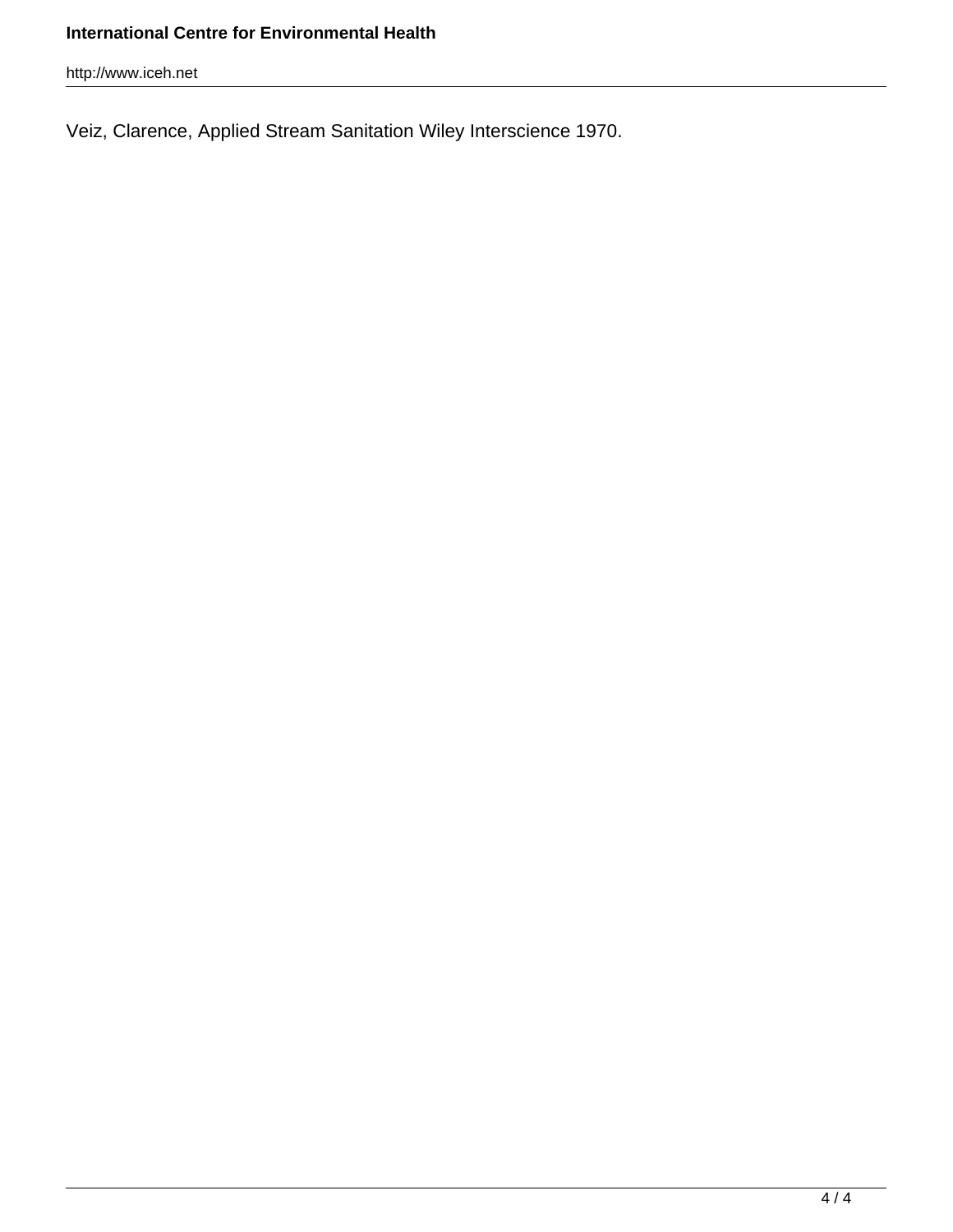Veiz, Clarence, Applied Stream Sanitation Wiley Interscience 1970.